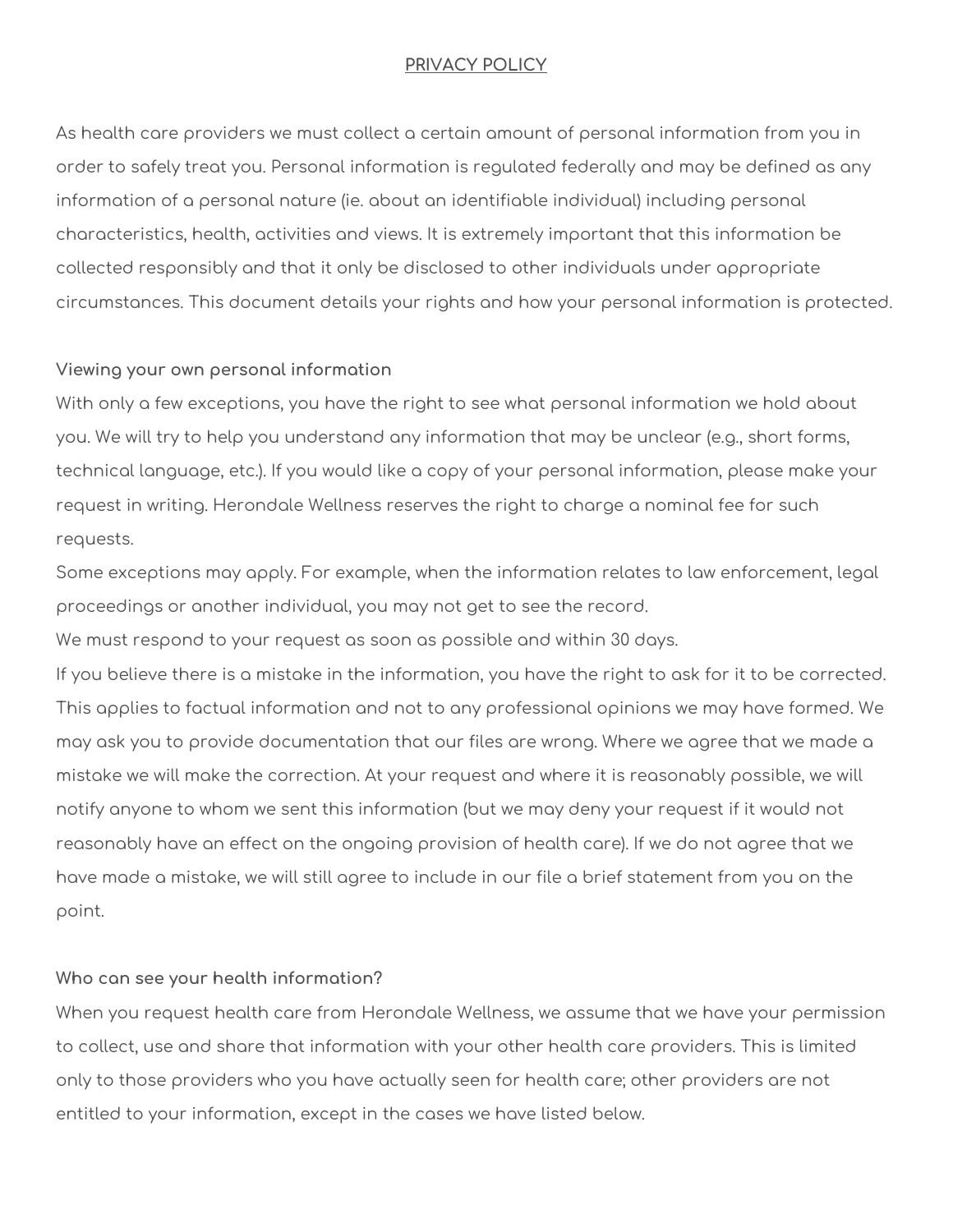# PRIVACY POLICY

As health care providers we must collect a certain amount of personal information from you in order to safely treat you. Personal information is regulated federally and may be defined as any information of a personal nature (ie. about an identifiable individual) including personal characteristics, health, activities and views. It is extremely important that this information be collected responsibly and that it only be disclosed to other individuals under appropriate circumstances. This document details your rights and how your personal information is protected.

### Viewing your own personal information

With only a few exceptions, you have the right to see what personal information we hold about you. We will try to help you understand any information that may be unclear (e.g., short forms, technical language, etc.). If you would like a copy of your personal information, please make your request in writing. Herondale Wellness reserves the right to charge a nominal fee for such requests.

Some exceptions may apply. For example, when the information relates to law enforcement, legal proceedings or another individual, you may not get to see the record.

We must respond to your request as soon as possible and within 30 days.

If you believe there is a mistake in the information, you have the right to ask for it to be corrected. This applies to factual information and not to any professional opinions we may have formed. We may ask you to provide documentation that our files are wrong. Where we agree that we made a mistake we will make the correction. At your request and where it is reasonably possible, we will notify anyone to whom we sent this information (but we may deny your request if it would not reasonably have an effect on the ongoing provision of health care). If we do not agree that we have made a mistake, we will still agree to include in our file a brief statement from you on the point.

### Who can see your health information?

When you request health care from Herondale Wellness, we assume that we have your permission to collect, use and share that information with your other health care providers. This is limited only to those providers who you have actually seen for health care; other providers are not entitled to your information, except in the cases we have listed below.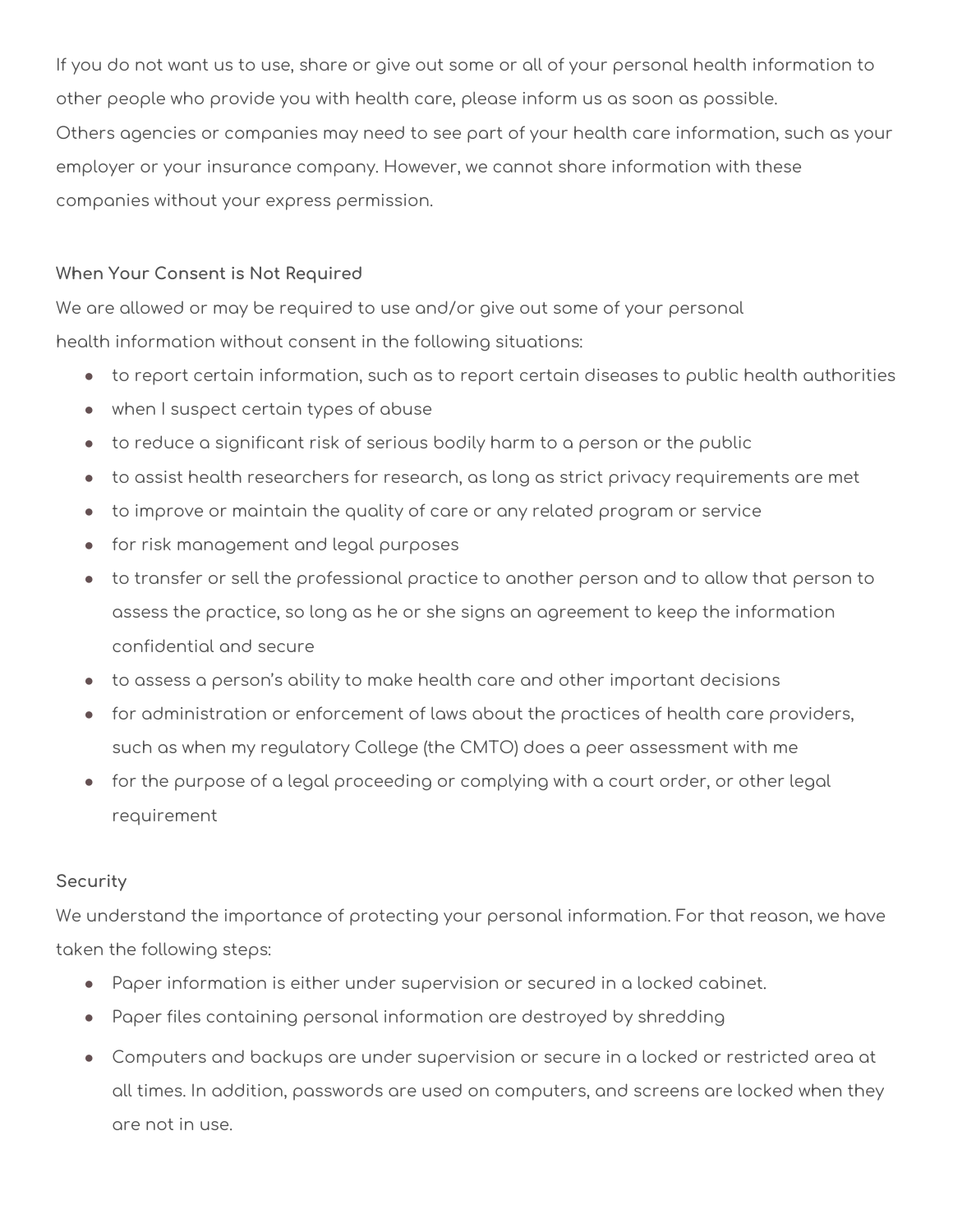If you do not want us to use, share or give out some or all of your personal health information to other people who provide you with health care, please inform us as soon as possible.

Others agencies or companies may need to see part of your health care information, such as your employer or your insurance company. However, we cannot share information with these companies without your express permission.

### When Your Consent is Not Required

We are allowed or may be required to use and/or give out some of your personal health information without consent in the following situations:

- to report certain information, such as to report certain diseases to public health authorities
- when I suspect certain types of abuse
- to reduce a significant risk of serious bodily harm to a person or the public
- to assist health researchers for research, as long as strict privacy requirements are met
- to improve or maintain the quality of care or any related program or service
- for risk management and legal purposes
- to transfer or sell the professional practice to another person and to allow that person to assess the practice, so long as he or she signs an agreement to keep the information confidential and secure
- to assess a person's ability to make health care and other important decisions
- for administration or enforcement of laws about the practices of health care providers, such as when my regulatory College (the CMTO) does a peer assessment with me
- for the purpose of a legal proceeding or complying with a court order, or other legal requirement

### Security

We understand the importance of protecting your personal information. For that reason, we have taken the following steps:

- Paper information is either under supervision or secured in a locked cabinet.
- Paper files containing personal information are destroyed by shredding
- Computers and backups are under supervision or secure in a locked or restricted area at all times. In addition, passwords are used on computers, and screens are locked when they are not in use.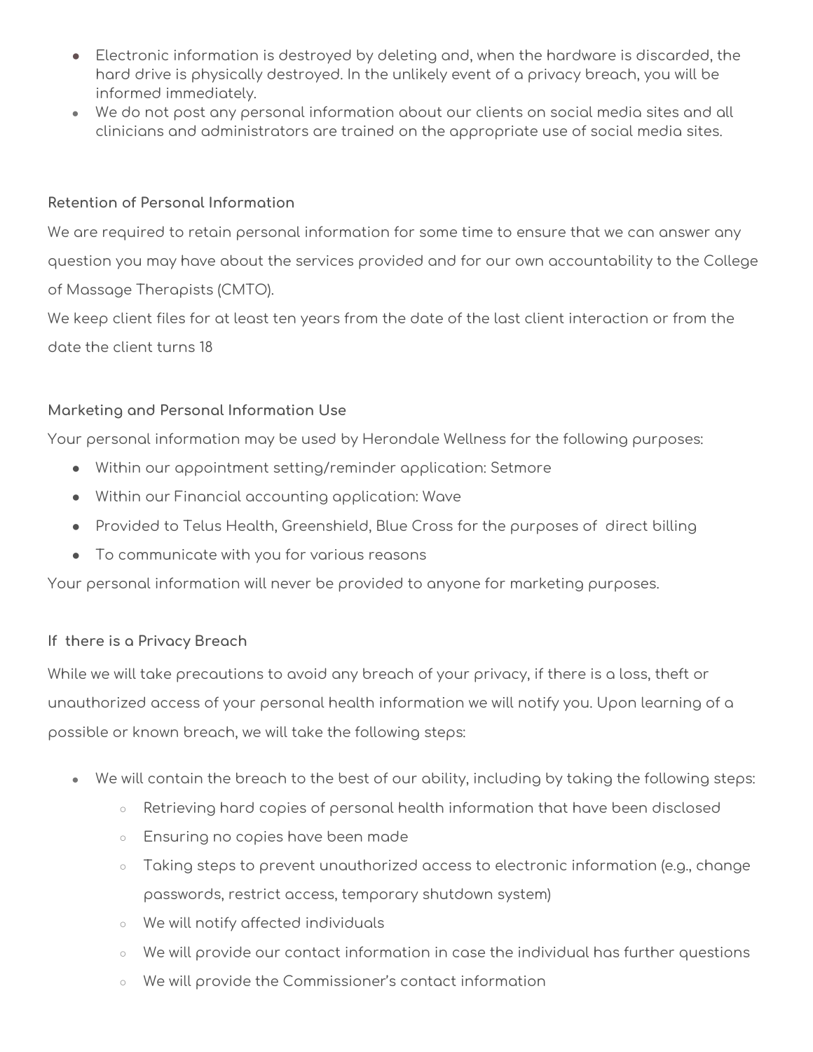- Electronic information is destroyed by deleting and, when the hardware is discarded, the hard drive is physically destroyed. In the unlikely event of a privacy breach, you will be informed immediately.
- We do not post any personal information about our clients on social media sites and all clinicians and administrators are trained on the appropriate use of social media sites.

**Retention of Personal Information**

We are required to retain personal information for some time to ensure that we can answer any question you may have about the services provided and for our own accountability to the College of Massage Therapists (CMTO).

We keep client files for at least ten years from the date of the last client interaction or from the date the client turns 18

**Marketing and Personal Information Use**

Your personal information may be used by Herondale Wellness for the following purposes:

- Within our appointment setting/reminder application: Setmore
- Within our Financial accounting application: Wave
- Provided to Telus Health, Greenshield, Blue Cross for the purposes of direct billing
- To communicate with you for various reasons

Your personal information will never be provided to anyone for marketing purposes.

**If there is a Privacy Breach**

While we will take precautions to avoid any breach of your privacy, if there is a loss, theft or unauthorized access of your personal health information we will notify you. Upon learning of a possible or known breach, we will take the following steps:

- We will contain the breach to the best of our ability, including by taking the following steps:
  - Retrieving hard copies of personal health information that have been disclosed
  - Ensuring no copies have been made
  - Taking steps to prevent unauthorized access to electronic information (e.g., change passwords, restrict access, temporary shutdown system)
  - We will notify affected individuals
  - We will provide our contact information in case the individual has further questions
  - We will provide the Commissioner's contact information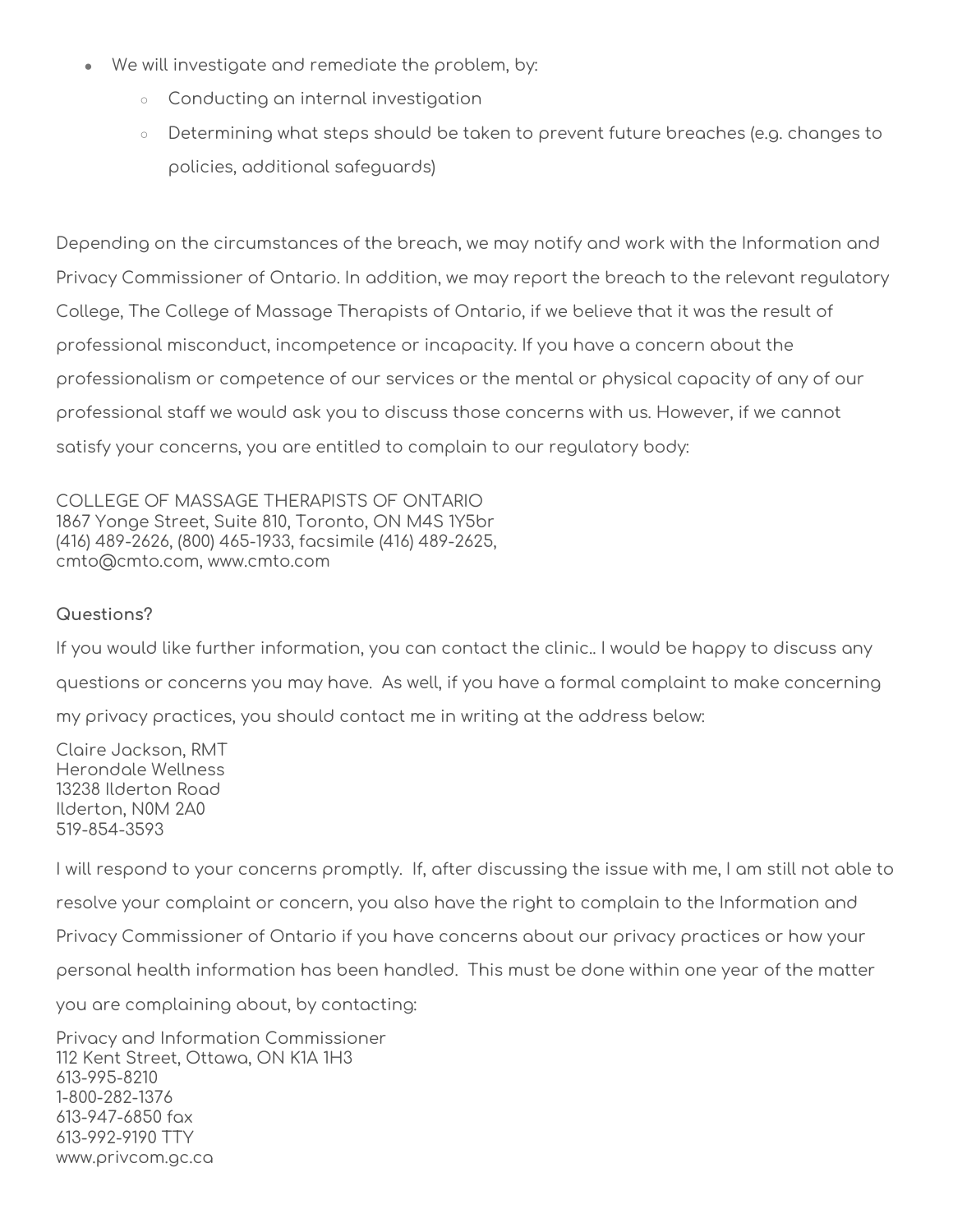- We will investigate and remediate the problem, by:
    - Conducting an internal investigation
    - Determining what steps should be taken to prevent future breaches (e.g. changes to policies, additional safeguards)

Depending on the circumstances of the breach, we may notify and work with the Information and Privacy Commissioner of Ontario. In addition, we may report the breach to the relevant regulatory College, The College of Massage Therapists of Ontario, if we believe that it was the result of professional misconduct, incompetence or incapacity. If you have a concern about the professionalism or competence of our services or the mental or physical capacity of any of our professional staff we would ask you to discuss those concerns with us. However, if we cannot satisfy your concerns, you are entitled to complain to our regulatory body:

COLLEGE OF MASSAGE THERAPISTS OF ONTARIO
1867 Yonge Street, Suite 810, Toronto, ON M4S 1Y5br
(416) 489-2626, (800) 465-1933, facsimile (416) 489-2625,
cmto@cmto.com, www.cmto.com

**Questions?**

If you would like further information, you can contact the clinic.. I would be happy to discuss any questions or concerns you may have. As well, if you have a formal complaint to make concerning my privacy practices, you should contact me in writing at the address below:

Claire Jackson, RMT
Herondale Wellness
13238 Ilderton Road
Ilderton, N0M 2A0
519-854-3593

I will respond to your concerns promptly. If, after discussing the issue with me, I am still not able to resolve your complaint or concern, you also have the right to complain to the Information and Privacy Commissioner of Ontario if you have concerns about our privacy practices or how your personal health information has been handled. This must be done within one year of the matter you are complaining about, by contacting:

Privacy and Information Commissioner
112 Kent Street, Ottawa, ON K1A 1H3
613-995-8210
1-800-282-1376
613-947-6850 fax
613-992-9190 TTY
www.privcom.gc.ca